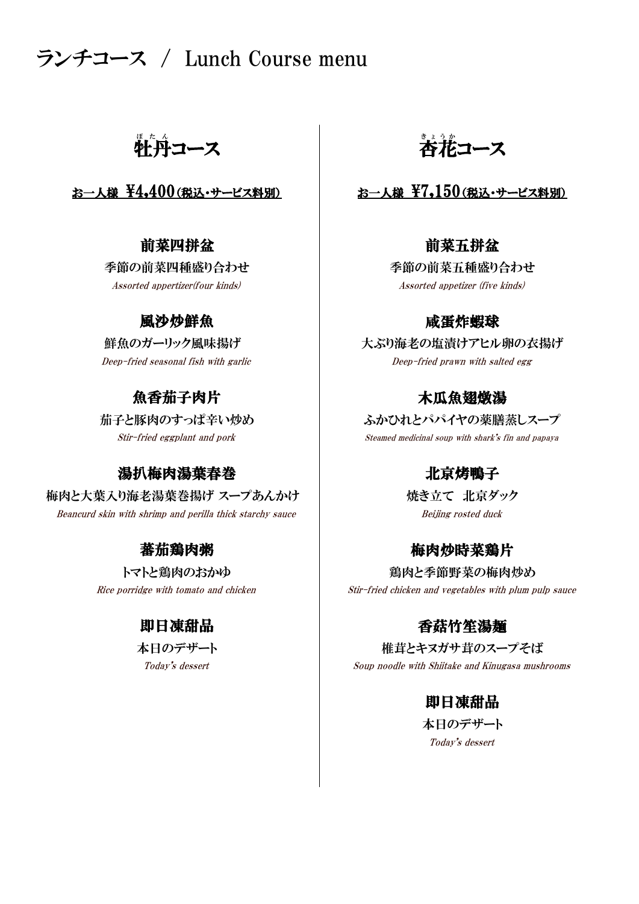# ランチコース / Lunch Course menu

## 牡丹コース

お一人様 ¥4,400（税込・サービス料別）

### 前菜四拼盆

季節の前菜四種盛り合わせ

*Assorted appertizer(four kinds)*

### 風沙炒鮮魚

鮮魚のガーリック風味揚げ

*Deep-fried seasonal fish with garlic*

### 魚香茄子肉片

茄子と豚肉のすっぱ辛い炒め

*Stir-fried eggplant and pork*

### 湯扒梅肉湯葉春巻

梅肉と大葉入り海老湯葉巻揚げ スープあんかけ

*Beancurd skin with shrimp and perilla thick starchy sauce*

### 蕃茄鶏肉粥

トマトと鶏肉のおかゆ

*Rice porridge with tomato and chicken*

### 即日凍甜品

本日のデザート

*Today's dessert*

## 杏花コース

お一人様 ¥7,150（税込・サービス料別）

### 前菜五拼盆

季節の前菜五種盛り合わせ

*Assorted appetizer (five kinds)*

### 咸蛋炸蝦球

大ぶり海老の塩漬けアヒル卵の衣揚げ

*Deep-fried prawn with salted egg*

### 木瓜魚翅燉湯

ふかひれとパパイヤの薬膳蒸しスープ

*Steamed medicinal soup with shark's fin and papaya*

### 北京烤鴨子

焼き立て 北京ダック

*Beijing rosted duck*

### 梅肉炒時菜鶏片

鶏肉と季節野菜の梅肉炒め

*Stir-fried chicken and vegetables with plum pulp sauce*

### 香菇竹笙湯麺

椎茸とキヌガサ茸のスープそば

*Soup noodle with Shiitake and Kinugasa mushrooms*

### 即日凍甜品

本日のデザート

*Today's dessert*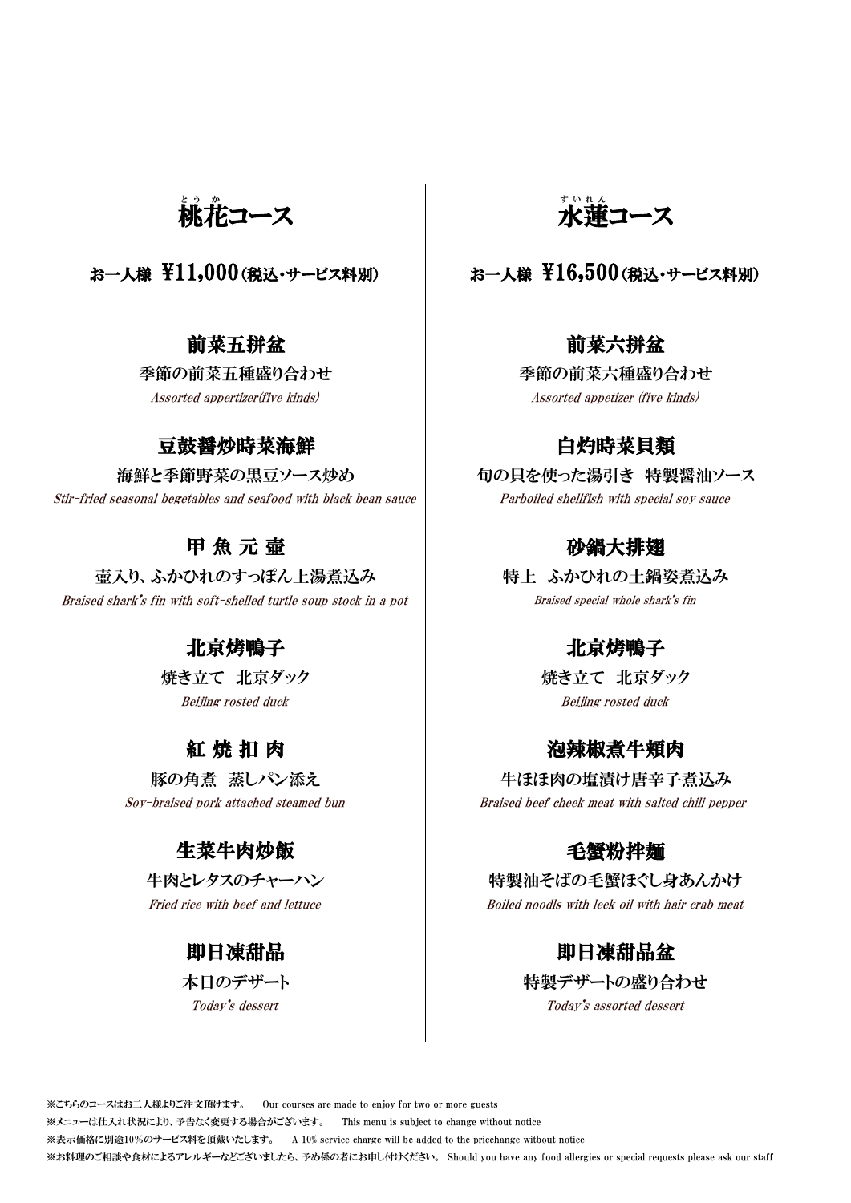## 桃花（とうか）コース

**お一人様 ¥11,000(税込・サービス料別)**

### 前菜五拼盆

季節の前菜五種盛り合わせ

*Assorted appertizer(five kinds)*

### 豆鼓醤炒時菜海鮮

海鮮と季節野菜の黒豆ソース炒め

*Stir-fried seasonal begetables and seafood with black bean sauce*

### 甲 魚 元 壷

壺入り、ふかひれのすっぽん上湯煮込み

*Braised shark's fin with soft-shelled turtle soup stock in a pot*

### 北京烤鴨子

焼き立て 北京ダック

*Beijing rosted duck*

### 紅 焼 扣 肉

豚の角煮 蒸しパン添え

*Soy-braised pork attached steamed bun*

### 生菜牛肉炒飯

牛肉とレタスのチャーハン

*Fried rice with beef and lettuce*

### 即日凍甜品

本日のデザート

*Today's dessert*

## 水蓮（すいれん）コース

**お一人様 ¥16,500(税込・サービス料別)**

### 前菜六拼盆

季節の前菜六種盛り合わせ

*Assorted appetizer (five kinds)*

### 白灼時菜貝類

旬の貝を使った湯引き 特製醤油ソース

*Parboiled shellfish with special soy sauce*

### 砂鍋大排翅

特上 ふかひれの土鍋姿煮込み

*Braised special whole shark's fin*

### 北京烤鴨子

焼き立て 北京ダック

*Beijing rosted duck*

### 泡辣椒煮牛頬肉

牛ほほ肉の塩漬け唐辛子煮込み

*Braised beef cheek meat with salted chili pepper*

### 毛蟹粉拌麺

特製油そばの毛蟹ほぐし身あんかけ

*Boiled noodls with leek oil with hair crab meat*

### 即日凍甜品盆

特製デザートの盛り合わせ

*Today's assorted dessert*

---

※こちらのコースはお二人様よりご注文頂けます。 Our courses are made to enjoy for two or more guests

※メニューは仕入れ状況により、予告なく変更する場合がございます。 This menu is subject to change without notice

※表示価格に別途10%のサービス料を頂戴いたします。 A 10% service charge will be added to the pricehange without notice

※お料理のご相談や食材によるアレルギーなどございましたら、予め係の者にお申し付けください。 Should you have any food allergies or special requests please ask our staff